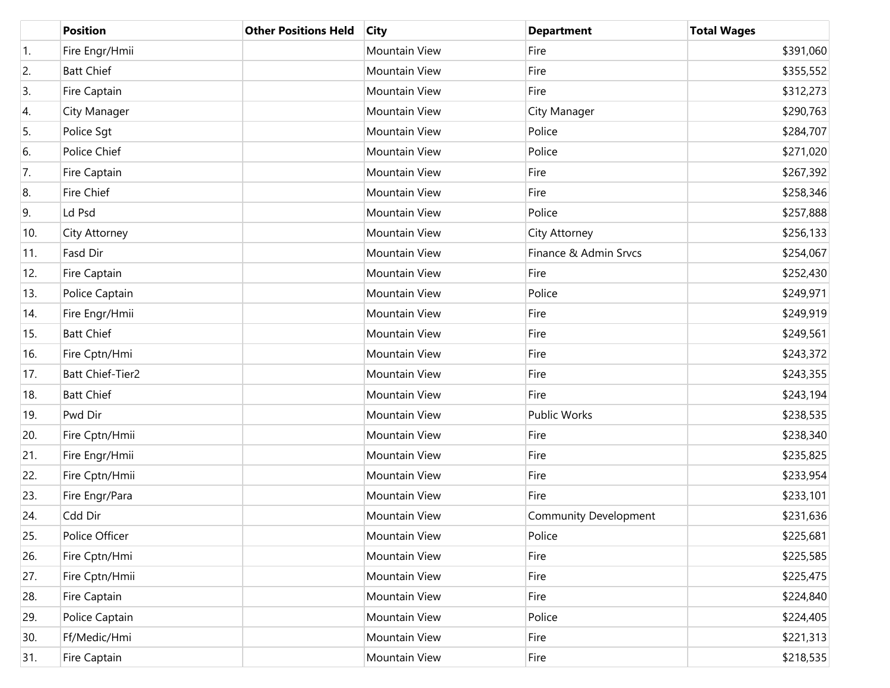| | Position | Other Positions Held | City | Department | Total Wages |
|---|---|---|---|---|---|
| 1. | Fire Engr/Hmii | | Mountain View | Fire | $391,060 |
| 2. | Batt Chief | | Mountain View | Fire | $355,552 |
| 3. | Fire Captain | | Mountain View | Fire | $312,273 |
| 4. | City Manager | | Mountain View | City Manager | $290,763 |
| 5. | Police Sgt | | Mountain View | Police | $284,707 |
| 6. | Police Chief | | Mountain View | Police | $271,020 |
| 7. | Fire Captain | | Mountain View | Fire | $267,392 |
| 8. | Fire Chief | | Mountain View | Fire | $258,346 |
| 9. | Ld Psd | | Mountain View | Police | $257,888 |
| 10. | City Attorney | | Mountain View | City Attorney | $256,133 |
| 11. | Fasd Dir | | Mountain View | Finance & Admin Srvcs | $254,067 |
| 12. | Fire Captain | | Mountain View | Fire | $252,430 |
| 13. | Police Captain | | Mountain View | Police | $249,971 |
| 14. | Fire Engr/Hmii | | Mountain View | Fire | $249,919 |
| 15. | Batt Chief | | Mountain View | Fire | $249,561 |
| 16. | Fire Cptn/Hmi | | Mountain View | Fire | $243,372 |
| 17. | Batt Chief-Tier2 | | Mountain View | Fire | $243,355 |
| 18. | Batt Chief | | Mountain View | Fire | $243,194 |
| 19. | Pwd Dir | | Mountain View | Public Works | $238,535 |
| 20. | Fire Cptn/Hmii | | Mountain View | Fire | $238,340 |
| 21. | Fire Engr/Hmii | | Mountain View | Fire | $235,825 |
| 22. | Fire Cptn/Hmii | | Mountain View | Fire | $233,954 |
| 23. | Fire Engr/Para | | Mountain View | Fire | $233,101 |
| 24. | Cdd Dir | | Mountain View | Community Development | $231,636 |
| 25. | Police Officer | | Mountain View | Police | $225,681 |
| 26. | Fire Cptn/Hmi | | Mountain View | Fire | $225,585 |
| 27. | Fire Cptn/Hmii | | Mountain View | Fire | $225,475 |
| 28. | Fire Captain | | Mountain View | Fire | $224,840 |
| 29. | Police Captain | | Mountain View | Police | $224,405 |
| 30. | Ff/Medic/Hmi | | Mountain View | Fire | $221,313 |
| 31. | Fire Captain | | Mountain View | Fire | $218,535 |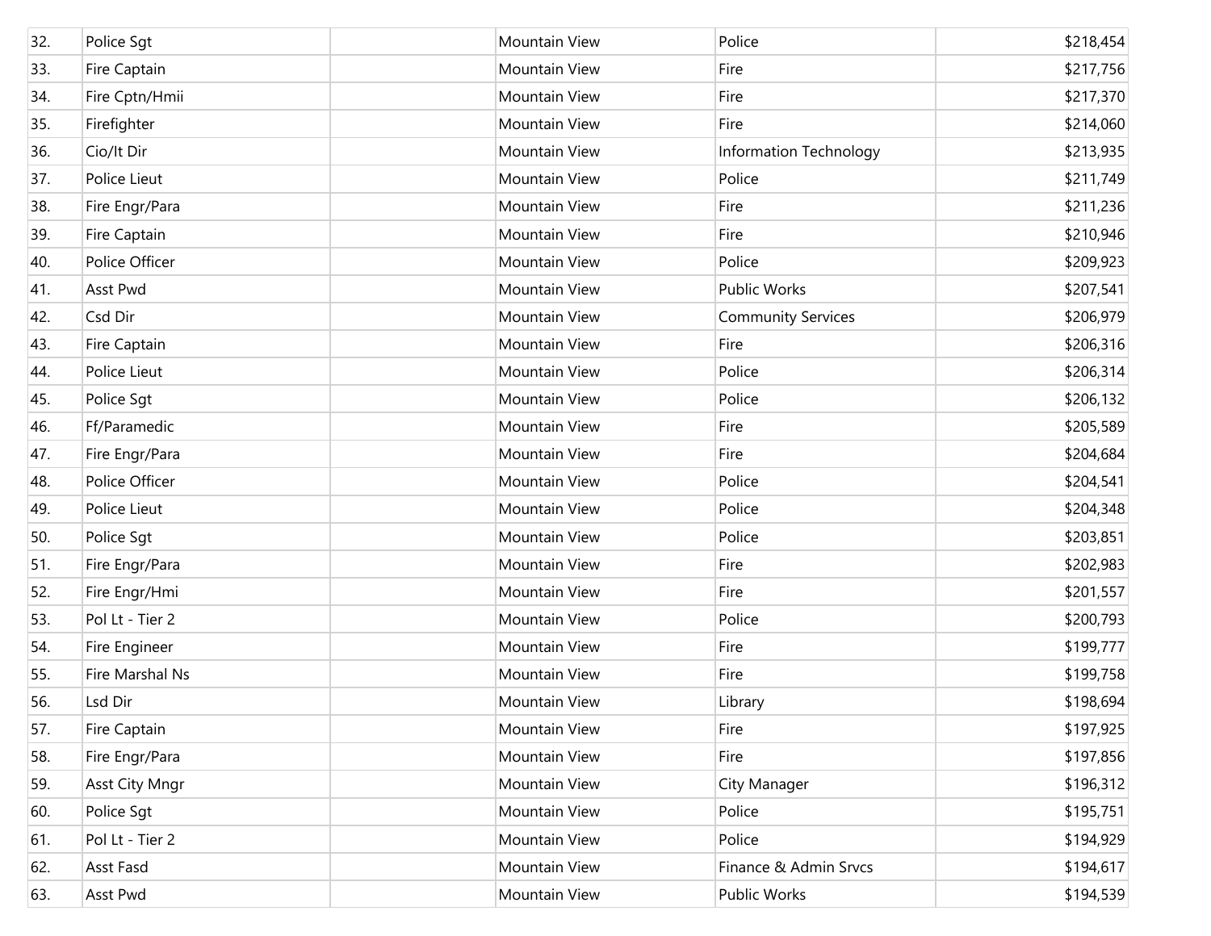| | | | | | |
|---|---|---|---|---|---|
| 32. | Police Sgt | | Mountain View | Police | $218,454 |
| 33. | Fire Captain | | Mountain View | Fire | $217,756 |
| 34. | Fire Cptn/Hmii | | Mountain View | Fire | $217,370 |
| 35. | Firefighter | | Mountain View | Fire | $214,060 |
| 36. | Cio/It Dir | | Mountain View | Information Technology | $213,935 |
| 37. | Police Lieut | | Mountain View | Police | $211,749 |
| 38. | Fire Engr/Para | | Mountain View | Fire | $211,236 |
| 39. | Fire Captain | | Mountain View | Fire | $210,946 |
| 40. | Police Officer | | Mountain View | Police | $209,923 |
| 41. | Asst Pwd | | Mountain View | Public Works | $207,541 |
| 42. | Csd Dir | | Mountain View | Community Services | $206,979 |
| 43. | Fire Captain | | Mountain View | Fire | $206,316 |
| 44. | Police Lieut | | Mountain View | Police | $206,314 |
| 45. | Police Sgt | | Mountain View | Police | $206,132 |
| 46. | Ff/Paramedic | | Mountain View | Fire | $205,589 |
| 47. | Fire Engr/Para | | Mountain View | Fire | $204,684 |
| 48. | Police Officer | | Mountain View | Police | $204,541 |
| 49. | Police Lieut | | Mountain View | Police | $204,348 |
| 50. | Police Sgt | | Mountain View | Police | $203,851 |
| 51. | Fire Engr/Para | | Mountain View | Fire | $202,983 |
| 52. | Fire Engr/Hmi | | Mountain View | Fire | $201,557 |
| 53. | Pol Lt - Tier 2 | | Mountain View | Police | $200,793 |
| 54. | Fire Engineer | | Mountain View | Fire | $199,777 |
| 55. | Fire Marshal Ns | | Mountain View | Fire | $199,758 |
| 56. | Lsd Dir | | Mountain View | Library | $198,694 |
| 57. | Fire Captain | | Mountain View | Fire | $197,925 |
| 58. | Fire Engr/Para | | Mountain View | Fire | $197,856 |
| 59. | Asst City Mngr | | Mountain View | City Manager | $196,312 |
| 60. | Police Sgt | | Mountain View | Police | $195,751 |
| 61. | Pol Lt - Tier 2 | | Mountain View | Police | $194,929 |
| 62. | Asst Fasd | | Mountain View | Finance & Admin Srvcs | $194,617 |
| 63. | Asst Pwd | | Mountain View | Public Works | $194,539 |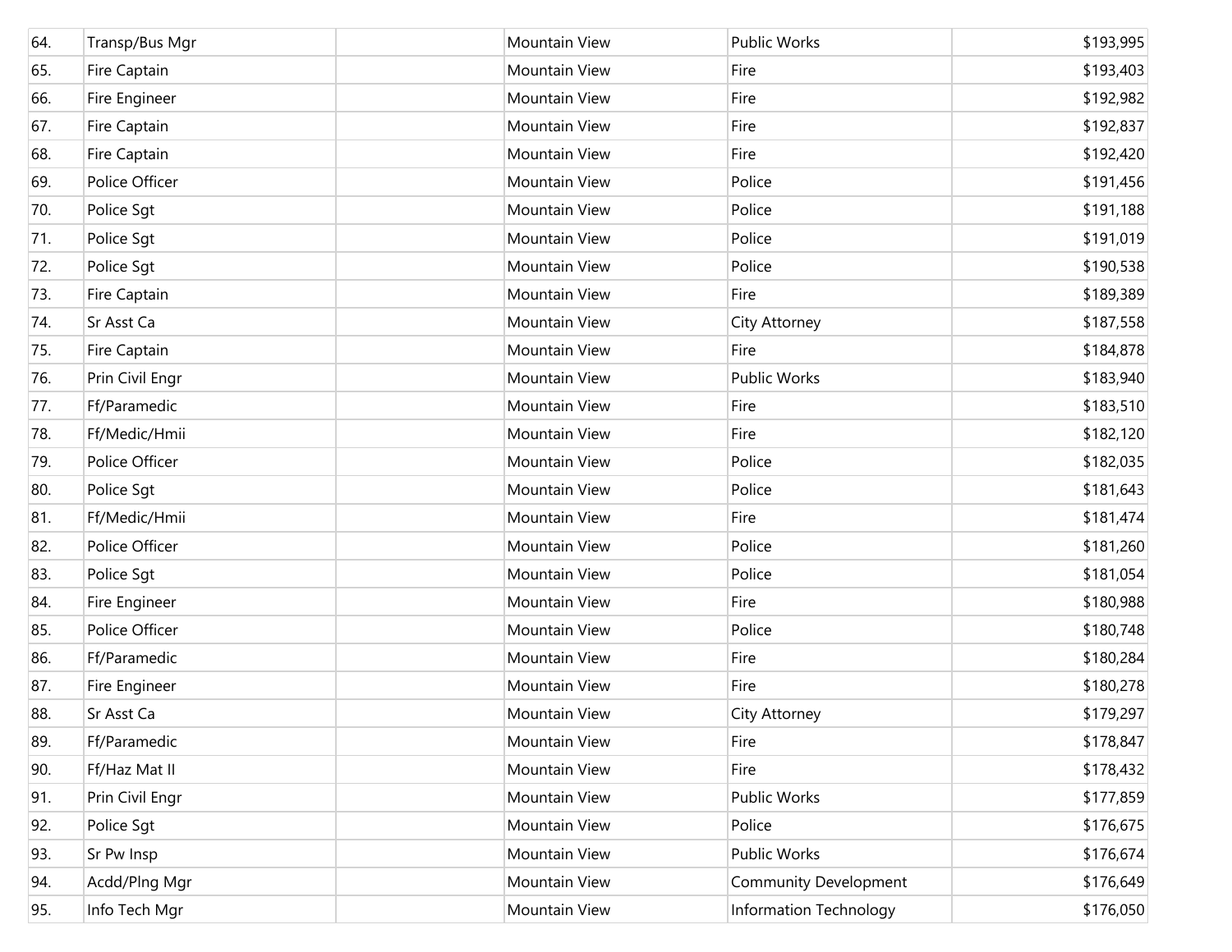| | | | | | |
|---|---|---|---|---|---|
| 64. | Transp/Bus Mgr | | Mountain View | Public Works | $193,995 |
| 65. | Fire Captain | | Mountain View | Fire | $193,403 |
| 66. | Fire Engineer | | Mountain View | Fire | $192,982 |
| 67. | Fire Captain | | Mountain View | Fire | $192,837 |
| 68. | Fire Captain | | Mountain View | Fire | $192,420 |
| 69. | Police Officer | | Mountain View | Police | $191,456 |
| 70. | Police Sgt | | Mountain View | Police | $191,188 |
| 71. | Police Sgt | | Mountain View | Police | $191,019 |
| 72. | Police Sgt | | Mountain View | Police | $190,538 |
| 73. | Fire Captain | | Mountain View | Fire | $189,389 |
| 74. | Sr Asst Ca | | Mountain View | City Attorney | $187,558 |
| 75. | Fire Captain | | Mountain View | Fire | $184,878 |
| 76. | Prin Civil Engr | | Mountain View | Public Works | $183,940 |
| 77. | Ff/Paramedic | | Mountain View | Fire | $183,510 |
| 78. | Ff/Medic/Hmii | | Mountain View | Fire | $182,120 |
| 79. | Police Officer | | Mountain View | Police | $182,035 |
| 80. | Police Sgt | | Mountain View | Police | $181,643 |
| 81. | Ff/Medic/Hmii | | Mountain View | Fire | $181,474 |
| 82. | Police Officer | | Mountain View | Police | $181,260 |
| 83. | Police Sgt | | Mountain View | Police | $181,054 |
| 84. | Fire Engineer | | Mountain View | Fire | $180,988 |
| 85. | Police Officer | | Mountain View | Police | $180,748 |
| 86. | Ff/Paramedic | | Mountain View | Fire | $180,284 |
| 87. | Fire Engineer | | Mountain View | Fire | $180,278 |
| 88. | Sr Asst Ca | | Mountain View | City Attorney | $179,297 |
| 89. | Ff/Paramedic | | Mountain View | Fire | $178,847 |
| 90. | Ff/Haz Mat II | | Mountain View | Fire | $178,432 |
| 91. | Prin Civil Engr | | Mountain View | Public Works | $177,859 |
| 92. | Police Sgt | | Mountain View | Police | $176,675 |
| 93. | Sr Pw Insp | | Mountain View | Public Works | $176,674 |
| 94. | Acdd/Plng Mgr | | Mountain View | Community Development | $176,649 |
| 95. | Info Tech Mgr | | Mountain View | Information Technology | $176,050 |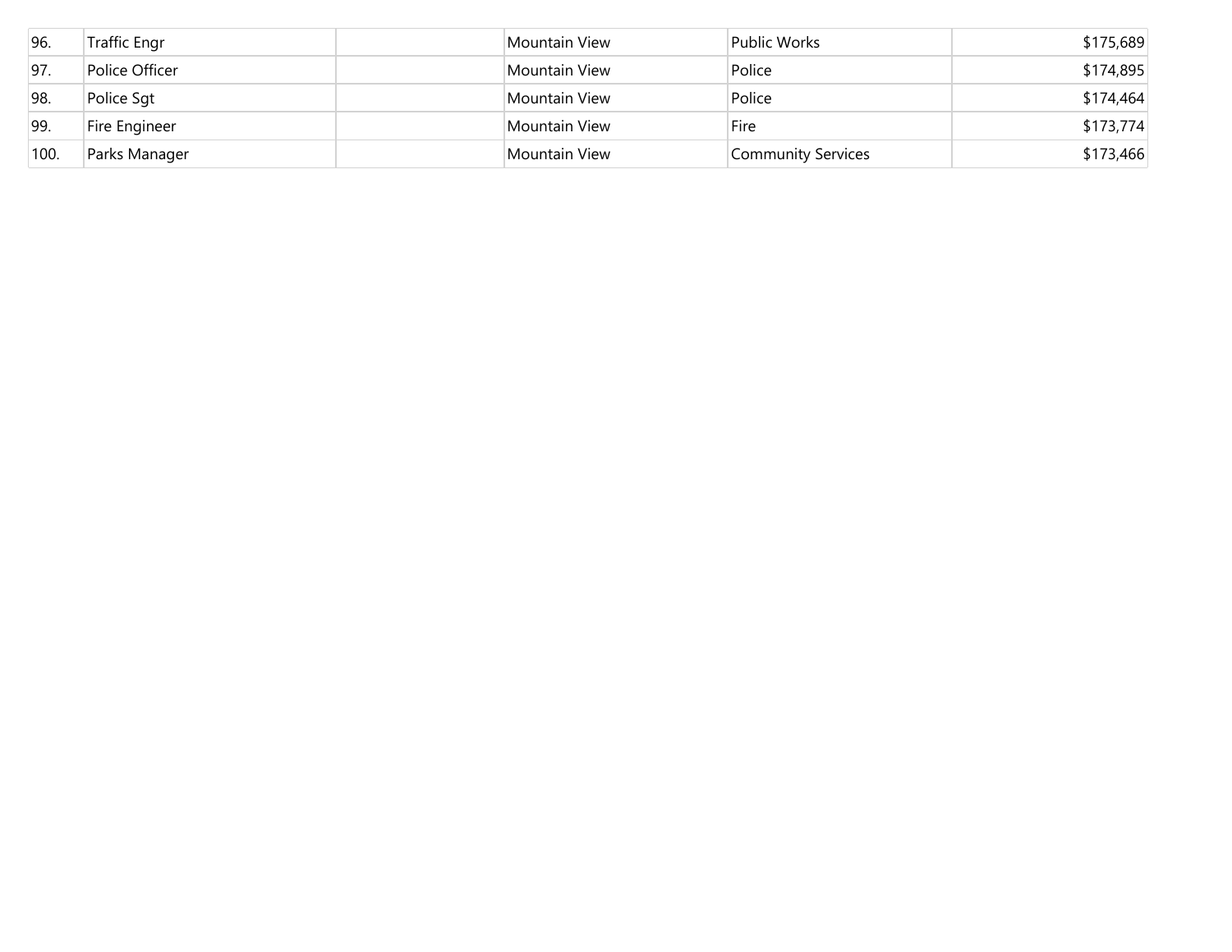| | | | | | |
|---|---|---|---|---|---|
| 96. | Traffic Engr | | Mountain View | Public Works | $175,689 |
| 97. | Police Officer | | Mountain View | Police | $174,895 |
| 98. | Police Sgt | | Mountain View | Police | $174,464 |
| 99. | Fire Engineer | | Mountain View | Fire | $173,774 |
| 100. | Parks Manager | | Mountain View | Community Services | $173,466 |